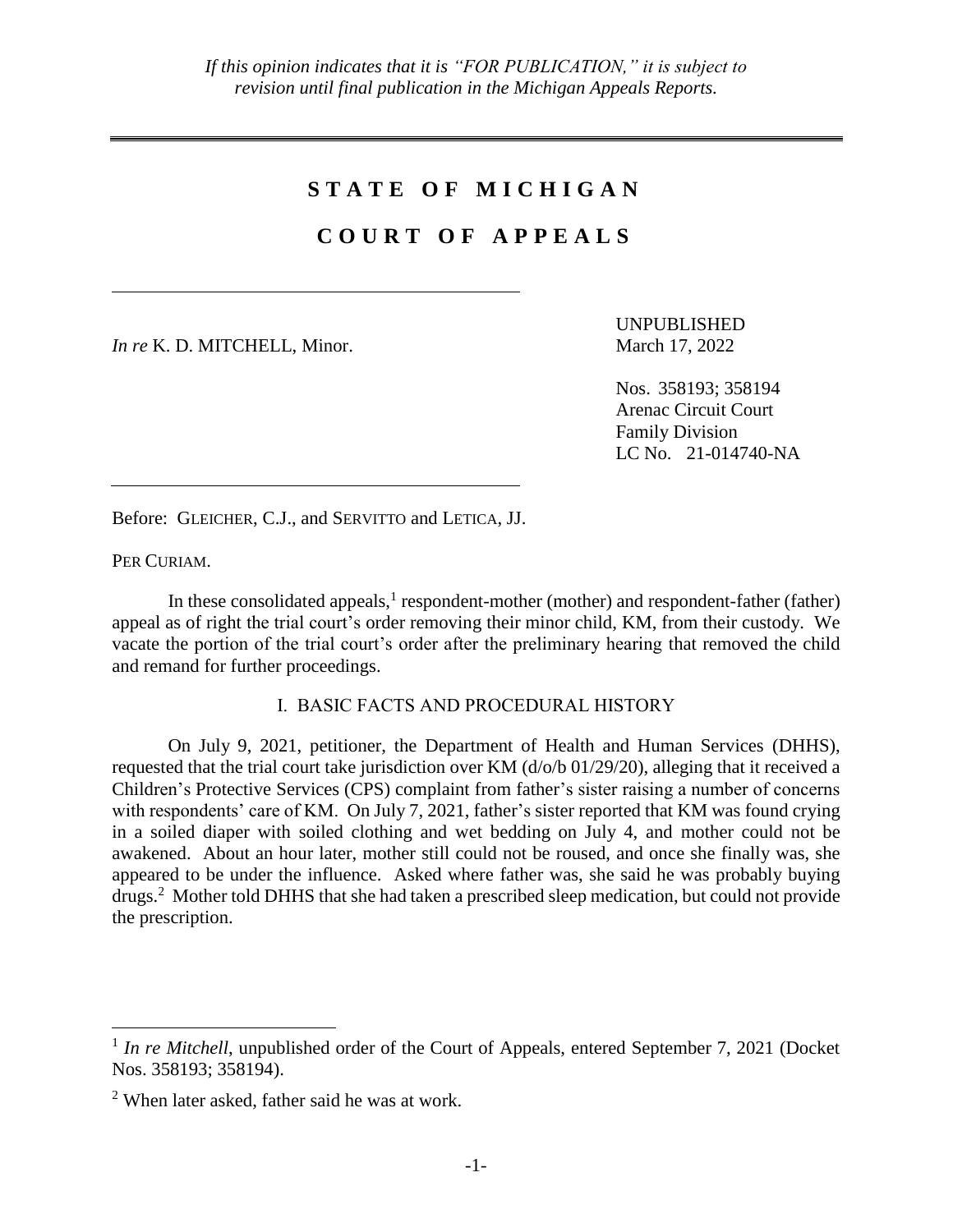*If this opinion indicates that it is "FOR PUBLICATION," it is subject to revision until final publication in the Michigan Appeals Reports.*

# STATE OF MICHIGAN

# COURT OF APPEALS

*In re* K. D. MITCHELL, Minor.

UNPUBLISHED
March 17, 2022

Nos. 358193; 358194
Arenac Circuit Court
Family Division
LC No. 21-014740-NA

Before: GLEICHER, C.J., and SERVITTO and LETICA, JJ.

PER CURIAM.

In these consolidated appeals,[1] respondent-mother (mother) and respondent-father (father) appeal as of right the trial court's order removing their minor child, KM, from their custody. We vacate the portion of the trial court's order after the preliminary hearing that removed the child and remand for further proceedings.

## I. BASIC FACTS AND PROCEDURAL HISTORY

On July 9, 2021, petitioner, the Department of Health and Human Services (DHHS), requested that the trial court take jurisdiction over KM (d/o/b 01/29/20), alleging that it received a Children's Protective Services (CPS) complaint from father's sister raising a number of concerns with respondents' care of KM. On July 7, 2021, father's sister reported that KM was found crying in a soiled diaper with soiled clothing and wet bedding on July 4, and mother could not be awakened. About an hour later, mother still could not be roused, and once she finally was, she appeared to be under the influence. Asked where father was, she said he was probably buying drugs.[2] Mother told DHHS that she had taken a prescribed sleep medication, but could not provide the prescription.

---

[1] *In re Mitchell*, unpublished order of the Court of Appeals, entered September 7, 2021 (Docket Nos. 358193; 358194).

[2] When later asked, father said he was at work.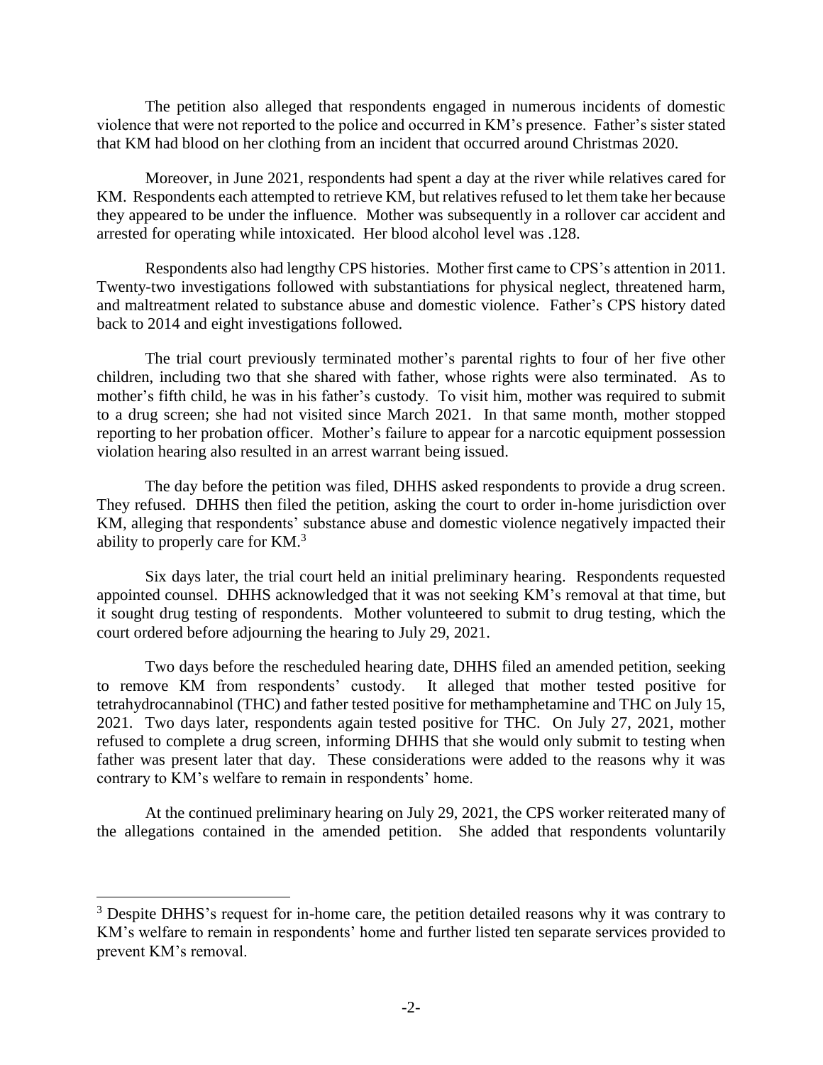The petition also alleged that respondents engaged in numerous incidents of domestic violence that were not reported to the police and occurred in KM's presence. Father's sister stated that KM had blood on her clothing from an incident that occurred around Christmas 2020.

Moreover, in June 2021, respondents had spent a day at the river while relatives cared for KM. Respondents each attempted to retrieve KM, but relatives refused to let them take her because they appeared to be under the influence. Mother was subsequently in a rollover car accident and arrested for operating while intoxicated. Her blood alcohol level was .128.

Respondents also had lengthy CPS histories. Mother first came to CPS's attention in 2011. Twenty-two investigations followed with substantiations for physical neglect, threatened harm, and maltreatment related to substance abuse and domestic violence. Father's CPS history dated back to 2014 and eight investigations followed.

The trial court previously terminated mother's parental rights to four of her five other children, including two that she shared with father, whose rights were also terminated. As to mother's fifth child, he was in his father's custody. To visit him, mother was required to submit to a drug screen; she had not visited since March 2021. In that same month, mother stopped reporting to her probation officer. Mother's failure to appear for a narcotic equipment possession violation hearing also resulted in an arrest warrant being issued.

The day before the petition was filed, DHHS asked respondents to provide a drug screen. They refused. DHHS then filed the petition, asking the court to order in-home jurisdiction over KM, alleging that respondents' substance abuse and domestic violence negatively impacted their ability to properly care for KM.[3]

Six days later, the trial court held an initial preliminary hearing. Respondents requested appointed counsel. DHHS acknowledged that it was not seeking KM's removal at that time, but it sought drug testing of respondents. Mother volunteered to submit to drug testing, which the court ordered before adjourning the hearing to July 29, 2021.

Two days before the rescheduled hearing date, DHHS filed an amended petition, seeking to remove KM from respondents' custody. It alleged that mother tested positive for tetrahydrocannabinol (THC) and father tested positive for methamphetamine and THC on July 15, 2021. Two days later, respondents again tested positive for THC. On July 27, 2021, mother refused to complete a drug screen, informing DHHS that she would only submit to testing when father was present later that day. These considerations were added to the reasons why it was contrary to KM's welfare to remain in respondents' home.

At the continued preliminary hearing on July 29, 2021, the CPS worker reiterated many of the allegations contained in the amended petition. She added that respondents voluntarily

---

[3] Despite DHHS's request for in-home care, the petition detailed reasons why it was contrary to KM's welfare to remain in respondents' home and further listed ten separate services provided to prevent KM's removal.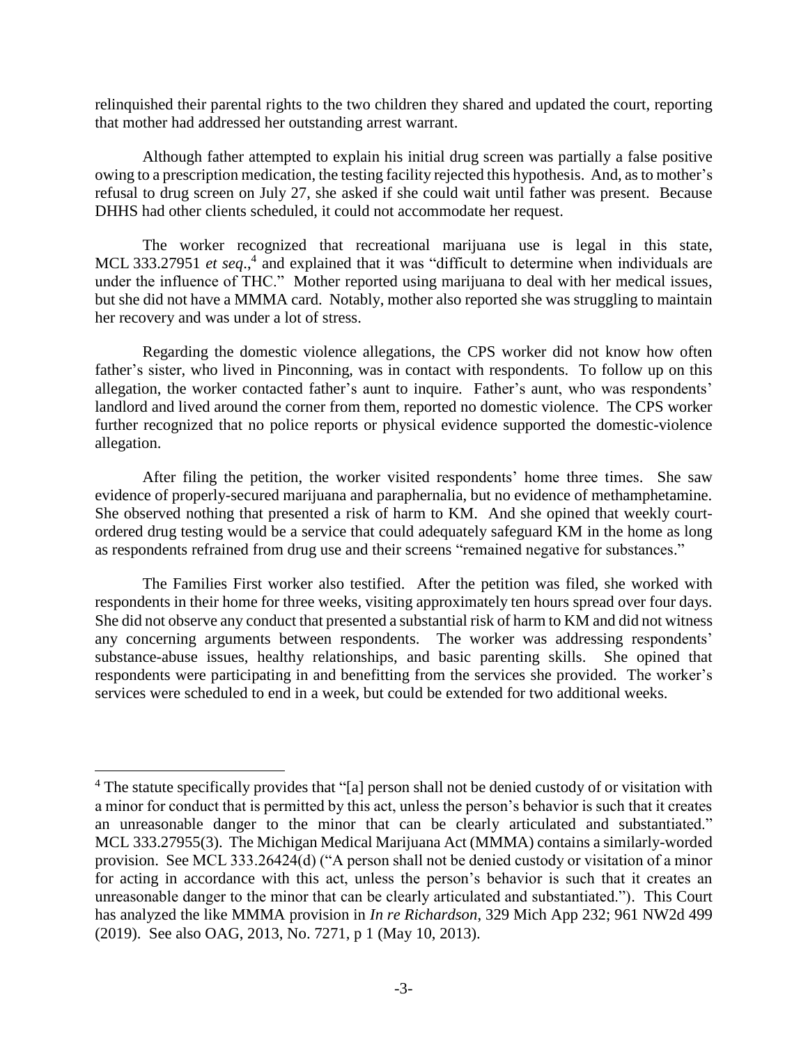relinquished their parental rights to the two children they shared and updated the court, reporting that mother had addressed her outstanding arrest warrant.

Although father attempted to explain his initial drug screen was partially a false positive owing to a prescription medication, the testing facility rejected this hypothesis. And, as to mother's refusal to drug screen on July 27, she asked if she could wait until father was present. Because DHHS had other clients scheduled, it could not accommodate her request.

The worker recognized that recreational marijuana use is legal in this state, MCL 333.27951 *et seq*.,[4] and explained that it was "difficult to determine when individuals are under the influence of THC." Mother reported using marijuana to deal with her medical issues, but she did not have a MMMA card. Notably, mother also reported she was struggling to maintain her recovery and was under a lot of stress.

Regarding the domestic violence allegations, the CPS worker did not know how often father's sister, who lived in Pinconning, was in contact with respondents. To follow up on this allegation, the worker contacted father's aunt to inquire. Father's aunt, who was respondents' landlord and lived around the corner from them, reported no domestic violence. The CPS worker further recognized that no police reports or physical evidence supported the domestic-violence allegation.

After filing the petition, the worker visited respondents' home three times. She saw evidence of properly-secured marijuana and paraphernalia, but no evidence of methamphetamine. She observed nothing that presented a risk of harm to KM. And she opined that weekly court-ordered drug testing would be a service that could adequately safeguard KM in the home as long as respondents refrained from drug use and their screens "remained negative for substances."

The Families First worker also testified. After the petition was filed, she worked with respondents in their home for three weeks, visiting approximately ten hours spread over four days. She did not observe any conduct that presented a substantial risk of harm to KM and did not witness any concerning arguments between respondents. The worker was addressing respondents' substance-abuse issues, healthy relationships, and basic parenting skills. She opined that respondents were participating in and benefitting from the services she provided. The worker's services were scheduled to end in a week, but could be extended for two additional weeks.

---

[4] The statute specifically provides that "[a] person shall not be denied custody of or visitation with a minor for conduct that is permitted by this act, unless the person's behavior is such that it creates an unreasonable danger to the minor that can be clearly articulated and substantiated." MCL 333.27955(3). The Michigan Medical Marijuana Act (MMMA) contains a similarly-worded provision. See MCL 333.26424(d) ("A person shall not be denied custody or visitation of a minor for acting in accordance with this act, unless the person's behavior is such that it creates an unreasonable danger to the minor that can be clearly articulated and substantiated."). This Court has analyzed the like MMMA provision in *In re Richardson*, 329 Mich App 232; 961 NW2d 499 (2019). See also OAG, 2013, No. 7271, p 1 (May 10, 2013).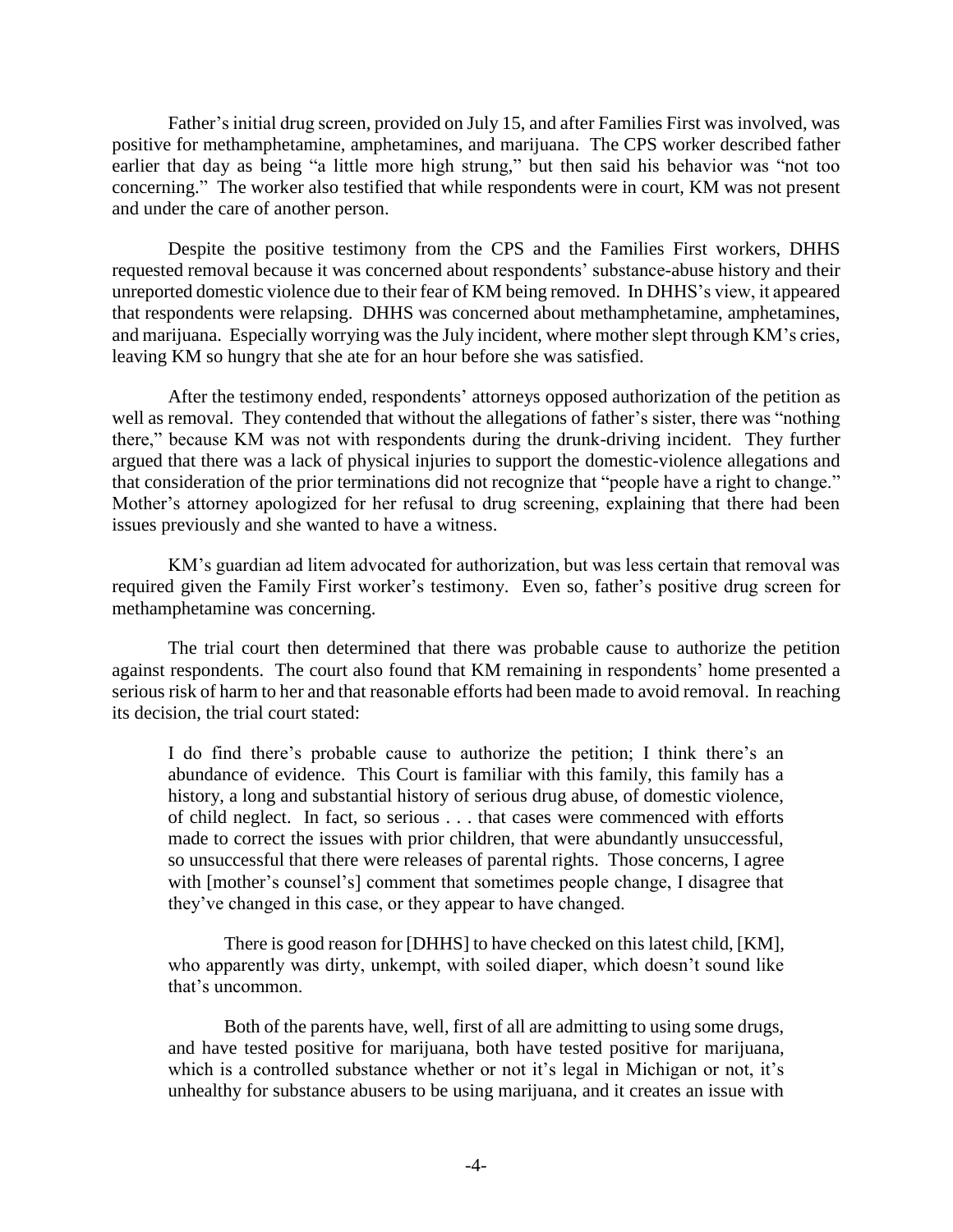Father's initial drug screen, provided on July 15, and after Families First was involved, was positive for methamphetamine, amphetamines, and marijuana. The CPS worker described father earlier that day as being "a little more high strung," but then said his behavior was "not too concerning." The worker also testified that while respondents were in court, KM was not present and under the care of another person.

Despite the positive testimony from the CPS and the Families First workers, DHHS requested removal because it was concerned about respondents' substance-abuse history and their unreported domestic violence due to their fear of KM being removed. In DHHS's view, it appeared that respondents were relapsing. DHHS was concerned about methamphetamine, amphetamines, and marijuana. Especially worrying was the July incident, where mother slept through KM's cries, leaving KM so hungry that she ate for an hour before she was satisfied.

After the testimony ended, respondents' attorneys opposed authorization of the petition as well as removal. They contended that without the allegations of father's sister, there was "nothing there," because KM was not with respondents during the drunk-driving incident. They further argued that there was a lack of physical injuries to support the domestic-violence allegations and that consideration of the prior terminations did not recognize that "people have a right to change." Mother's attorney apologized for her refusal to drug screening, explaining that there had been issues previously and she wanted to have a witness.

KM's guardian ad litem advocated for authorization, but was less certain that removal was required given the Family First worker's testimony. Even so, father's positive drug screen for methamphetamine was concerning.

The trial court then determined that there was probable cause to authorize the petition against respondents. The court also found that KM remaining in respondents' home presented a serious risk of harm to her and that reasonable efforts had been made to avoid removal. In reaching its decision, the trial court stated:

> I do find there's probable cause to authorize the petition; I think there's an abundance of evidence. This Court is familiar with this family, this family has a history, a long and substantial history of serious drug abuse, of domestic violence, of child neglect. In fact, so serious . . . that cases were commenced with efforts made to correct the issues with prior children, that were abundantly unsuccessful, so unsuccessful that there were releases of parental rights. Those concerns, I agree with [mother's counsel's] comment that sometimes people change, I disagree that they've changed in this case, or they appear to have changed.
>
> There is good reason for [DHHS] to have checked on this latest child, [KM], who apparently was dirty, unkempt, with soiled diaper, which doesn't sound like that's uncommon.
>
> Both of the parents have, well, first of all are admitting to using some drugs, and have tested positive for marijuana, both have tested positive for marijuana, which is a controlled substance whether or not it's legal in Michigan or not, it's unhealthy for substance abusers to be using marijuana, and it creates an issue with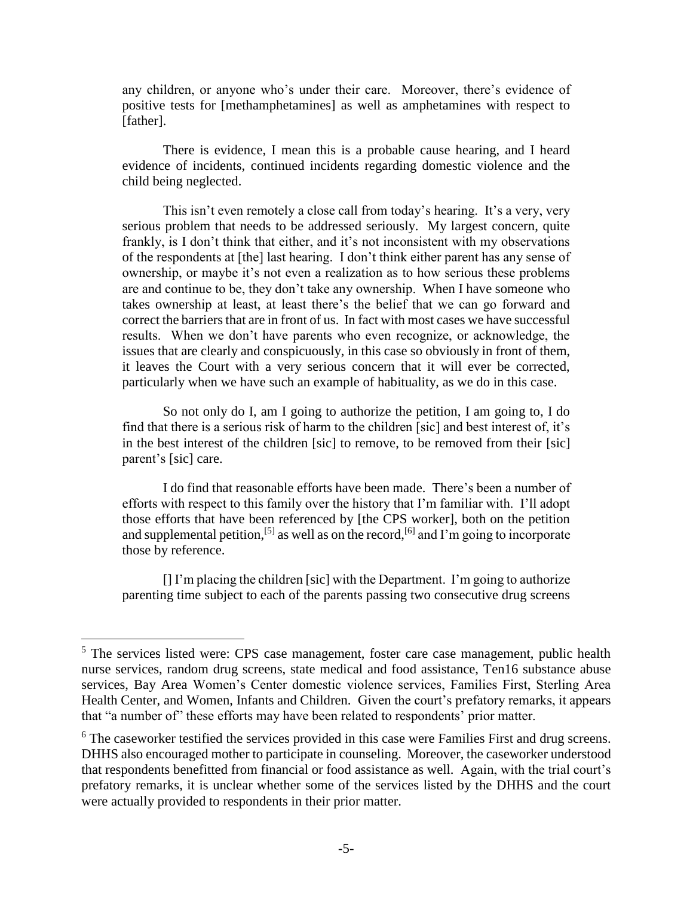any children, or anyone who's under their care. Moreover, there's evidence of positive tests for [methamphetamines] as well as amphetamines with respect to [father].

There is evidence, I mean this is a probable cause hearing, and I heard evidence of incidents, continued incidents regarding domestic violence and the child being neglected.

This isn't even remotely a close call from today's hearing. It's a very, very serious problem that needs to be addressed seriously. My largest concern, quite frankly, is I don't think that either, and it's not inconsistent with my observations of the respondents at [the] last hearing. I don't think either parent has any sense of ownership, or maybe it's not even a realization as to how serious these problems are and continue to be, they don't take any ownership. When I have someone who takes ownership at least, at least there's the belief that we can go forward and correct the barriers that are in front of us. In fact with most cases we have successful results. When we don't have parents who even recognize, or acknowledge, the issues that are clearly and conspicuously, in this case so obviously in front of them, it leaves the Court with a very serious concern that it will ever be corrected, particularly when we have such an example of habituality, as we do in this case.

So not only do I, am I going to authorize the petition, I am going to, I do find that there is a serious risk of harm to the children [sic] and best interest of, it's in the best interest of the children [sic] to remove, to be removed from their [sic] parent's [sic] care.

I do find that reasonable efforts have been made. There's been a number of efforts with respect to this family over the history that I'm familiar with. I'll adopt those efforts that have been referenced by [the CPS worker], both on the petition and supplemental petition,[5] as well as on the record,[6] and I'm going to incorporate those by reference.

[] I'm placing the children [sic] with the Department. I'm going to authorize parenting time subject to each of the parents passing two consecutive drug screens

---

[5] The services listed were: CPS case management, foster care case management, public health nurse services, random drug screens, state medical and food assistance, Ten16 substance abuse services, Bay Area Women's Center domestic violence services, Families First, Sterling Area Health Center, and Women, Infants and Children. Given the court's prefatory remarks, it appears that "a number of" these efforts may have been related to respondents' prior matter.

[6] The caseworker testified the services provided in this case were Families First and drug screens. DHHS also encouraged mother to participate in counseling. Moreover, the caseworker understood that respondents benefitted from financial or food assistance as well. Again, with the trial court's prefatory remarks, it is unclear whether some of the services listed by the DHHS and the court were actually provided to respondents in their prior matter.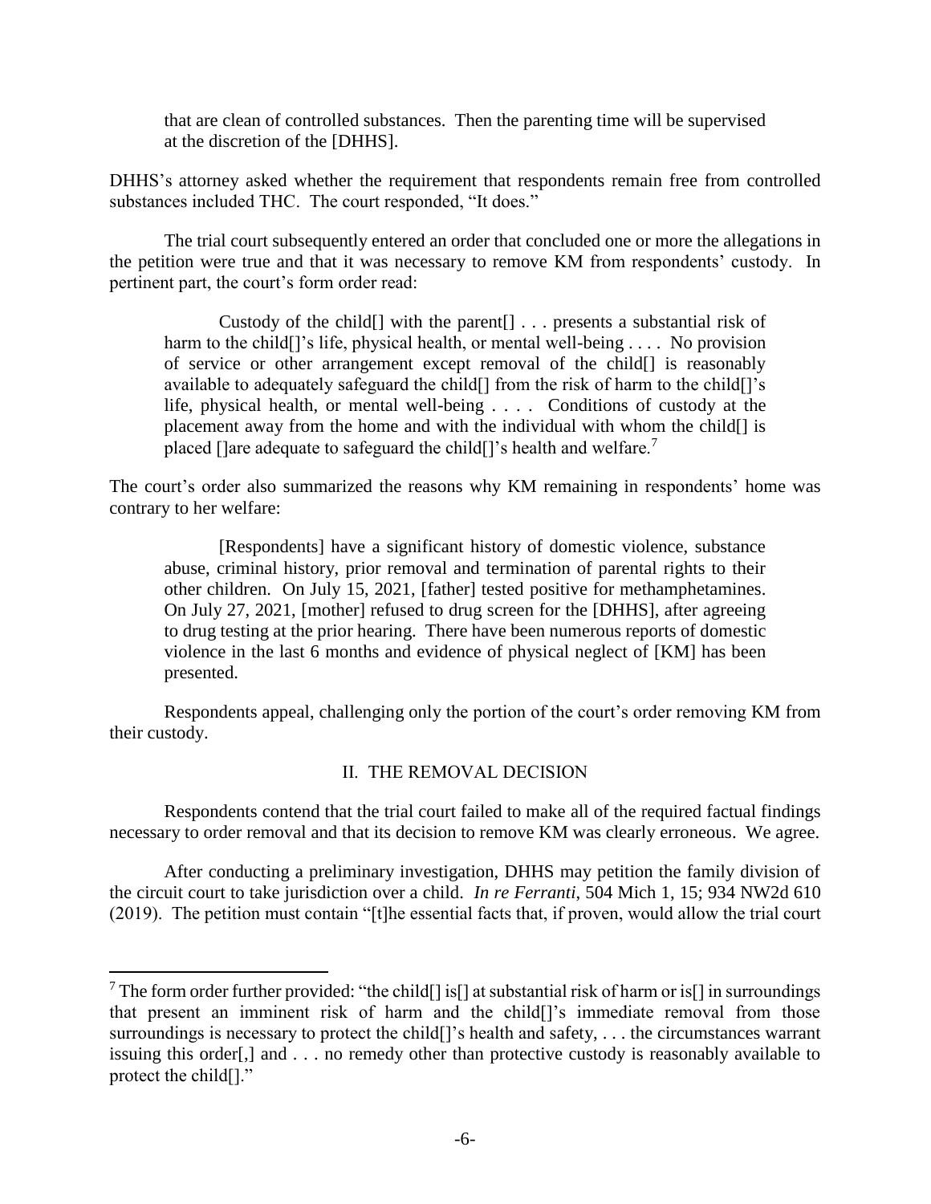> that are clean of controlled substances. Then the parenting time will be supervised at the discretion of the [DHHS].

DHHS's attorney asked whether the requirement that respondents remain free from controlled substances included THC. The court responded, "It does."

The trial court subsequently entered an order that concluded one or more the allegations in the petition were true and that it was necessary to remove KM from respondents' custody. In pertinent part, the court's form order read:

> Custody of the child[] with the parent[] . . . presents a substantial risk of harm to the child[]'s life, physical health, or mental well-being . . . . No provision of service or other arrangement except removal of the child[] is reasonably available to adequately safeguard the child[] from the risk of harm to the child[]'s life, physical health, or mental well-being . . . . Conditions of custody at the placement away from the home and with the individual with whom the child[] is placed []are adequate to safeguard the child[]'s health and welfare.[7]

The court's order also summarized the reasons why KM remaining in respondents' home was contrary to her welfare:

> [Respondents] have a significant history of domestic violence, substance abuse, criminal history, prior removal and termination of parental rights to their other children. On July 15, 2021, [father] tested positive for methamphetamines. On July 27, 2021, [mother] refused to drug screen for the [DHHS], after agreeing to drug testing at the prior hearing. There have been numerous reports of domestic violence in the last 6 months and evidence of physical neglect of [KM] has been presented.

Respondents appeal, challenging only the portion of the court's order removing KM from their custody.

## II. THE REMOVAL DECISION

Respondents contend that the trial court failed to make all of the required factual findings necessary to order removal and that its decision to remove KM was clearly erroneous. We agree.

After conducting a preliminary investigation, DHHS may petition the family division of the circuit court to take jurisdiction over a child. *In re Ferranti*, 504 Mich 1, 15; 934 NW2d 610 (2019). The petition must contain "[t]he essential facts that, if proven, would allow the trial court

---

[7] The form order further provided: "the child[] is[] at substantial risk of harm or is[] in surroundings that present an imminent risk of harm and the child[]'s immediate removal from those surroundings is necessary to protect the child[]'s health and safety, . . . the circumstances warrant issuing this order[,] and . . . no remedy other than protective custody is reasonably available to protect the child[]."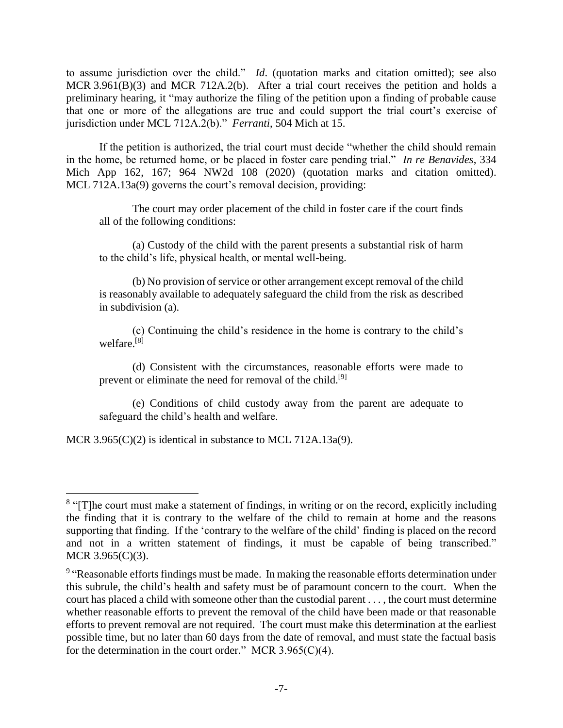to assume jurisdiction over the child." *Id*. (quotation marks and citation omitted); see also MCR 3.961(B)(3) and MCR 712A.2(b). After a trial court receives the petition and holds a preliminary hearing, it "may authorize the filing of the petition upon a finding of probable cause that one or more of the allegations are true and could support the trial court's exercise of jurisdiction under MCL 712A.2(b)." *Ferranti*, 504 Mich at 15.

If the petition is authorized, the trial court must decide "whether the child should remain in the home, be returned home, or be placed in foster care pending trial." *In re Benavides*, 334 Mich App 162, 167; 964 NW2d 108 (2020) (quotation marks and citation omitted). MCL 712A.13a(9) governs the court's removal decision, providing:

> The court may order placement of the child in foster care if the court finds all of the following conditions:
>
> (a) Custody of the child with the parent presents a substantial risk of harm to the child's life, physical health, or mental well-being.
>
> (b) No provision of service or other arrangement except removal of the child is reasonably available to adequately safeguard the child from the risk as described in subdivision (a).
>
> (c) Continuing the child's residence in the home is contrary to the child's welfare.[8]
>
> (d) Consistent with the circumstances, reasonable efforts were made to prevent or eliminate the need for removal of the child.[9]
>
> (e) Conditions of child custody away from the parent are adequate to safeguard the child's health and welfare.

MCR 3.965(C)(2) is identical in substance to MCL 712A.13a(9).

---

[8] "[T]he court must make a statement of findings, in writing or on the record, explicitly including the finding that it is contrary to the welfare of the child to remain at home and the reasons supporting that finding. If the 'contrary to the welfare of the child' finding is placed on the record and not in a written statement of findings, it must be capable of being transcribed." MCR 3.965(C)(3).

[9] "Reasonable efforts findings must be made. In making the reasonable efforts determination under this subrule, the child's health and safety must be of paramount concern to the court. When the court has placed a child with someone other than the custodial parent . . . , the court must determine whether reasonable efforts to prevent the removal of the child have been made or that reasonable efforts to prevent removal are not required. The court must make this determination at the earliest possible time, but no later than 60 days from the date of removal, and must state the factual basis for the determination in the court order." MCR 3.965(C)(4).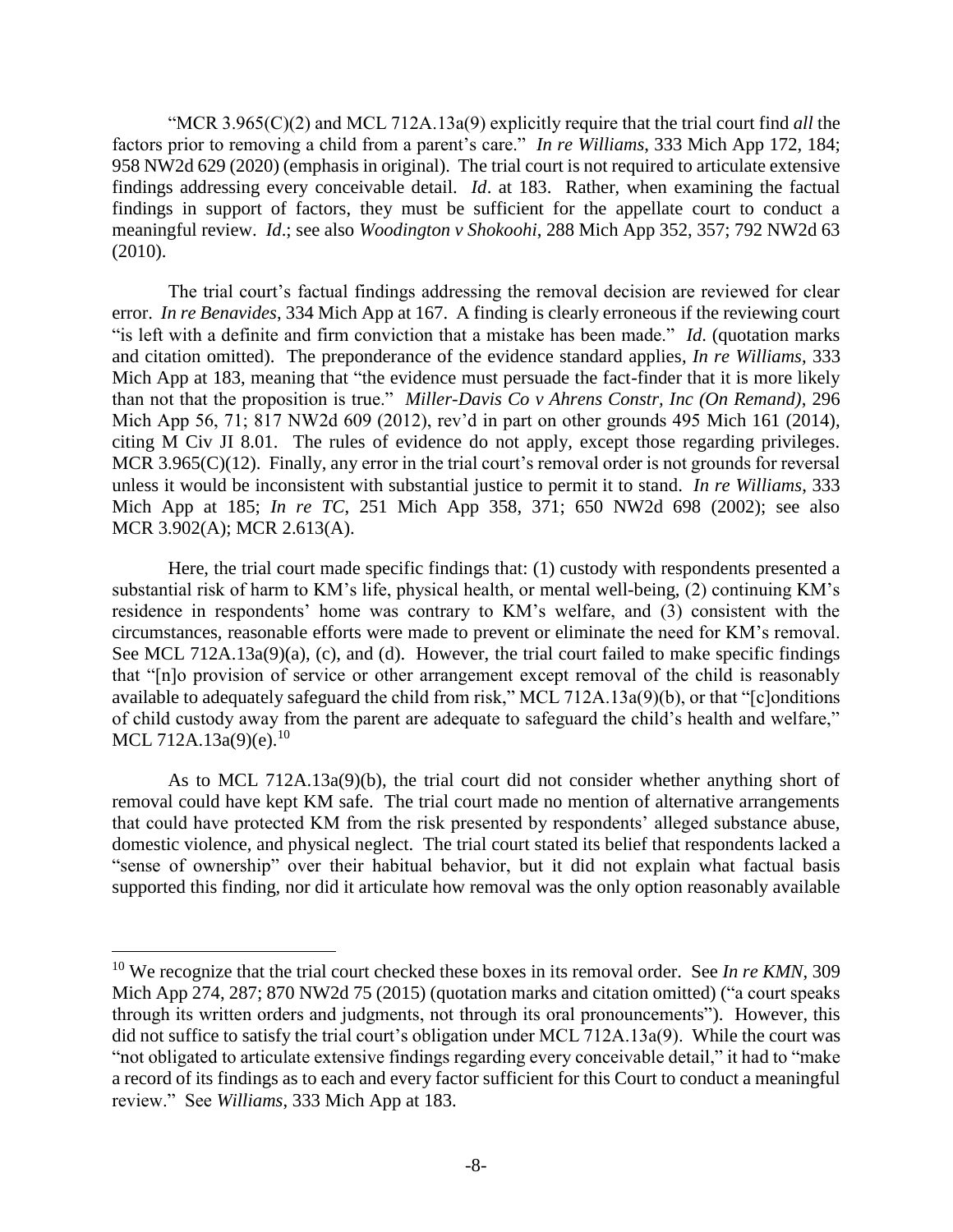"MCR 3.965(C)(2) and MCL 712A.13a(9) explicitly require that the trial court find *all* the factors prior to removing a child from a parent's care." *In re Williams*, 333 Mich App 172, 184; 958 NW2d 629 (2020) (emphasis in original). The trial court is not required to articulate extensive findings addressing every conceivable detail. *Id*. at 183. Rather, when examining the factual findings in support of factors, they must be sufficient for the appellate court to conduct a meaningful review. *Id*.; see also *Woodington v Shokoohi*, 288 Mich App 352, 357; 792 NW2d 63 (2010).

The trial court's factual findings addressing the removal decision are reviewed for clear error. *In re Benavides*, 334 Mich App at 167. A finding is clearly erroneous if the reviewing court "is left with a definite and firm conviction that a mistake has been made." *Id*. (quotation marks and citation omitted). The preponderance of the evidence standard applies, *In re Williams*, 333 Mich App at 183, meaning that "the evidence must persuade the fact-finder that it is more likely than not that the proposition is true." *Miller-Davis Co v Ahrens Constr, Inc (On Remand)*, 296 Mich App 56, 71; 817 NW2d 609 (2012), rev'd in part on other grounds 495 Mich 161 (2014), citing M Civ JI 8.01. The rules of evidence do not apply, except those regarding privileges. MCR 3.965(C)(12). Finally, any error in the trial court's removal order is not grounds for reversal unless it would be inconsistent with substantial justice to permit it to stand. *In re Williams*, 333 Mich App at 185; *In re TC*, 251 Mich App 358, 371; 650 NW2d 698 (2002); see also MCR 3.902(A); MCR 2.613(A).

Here, the trial court made specific findings that: (1) custody with respondents presented a substantial risk of harm to KM's life, physical health, or mental well-being, (2) continuing KM's residence in respondents' home was contrary to KM's welfare, and (3) consistent with the circumstances, reasonable efforts were made to prevent or eliminate the need for KM's removal. See MCL 712A.13a(9)(a), (c), and (d). However, the trial court failed to make specific findings that "[n]o provision of service or other arrangement except removal of the child is reasonably available to adequately safeguard the child from risk," MCL 712A.13a(9)(b), or that "[c]onditions of child custody away from the parent are adequate to safeguard the child's health and welfare," MCL 712A.13a(9)(e).[10]

As to MCL 712A.13a(9)(b), the trial court did not consider whether anything short of removal could have kept KM safe. The trial court made no mention of alternative arrangements that could have protected KM from the risk presented by respondents' alleged substance abuse, domestic violence, and physical neglect. The trial court stated its belief that respondents lacked a "sense of ownership" over their habitual behavior, but it did not explain what factual basis supported this finding, nor did it articulate how removal was the only option reasonably available

---

[10] We recognize that the trial court checked these boxes in its removal order. See *In re KMN*, 309 Mich App 274, 287; 870 NW2d 75 (2015) (quotation marks and citation omitted) ("a court speaks through its written orders and judgments, not through its oral pronouncements"). However, this did not suffice to satisfy the trial court's obligation under MCL 712A.13a(9). While the court was "not obligated to articulate extensive findings regarding every conceivable detail," it had to "make a record of its findings as to each and every factor sufficient for this Court to conduct a meaningful review." See *Williams*, 333 Mich App at 183.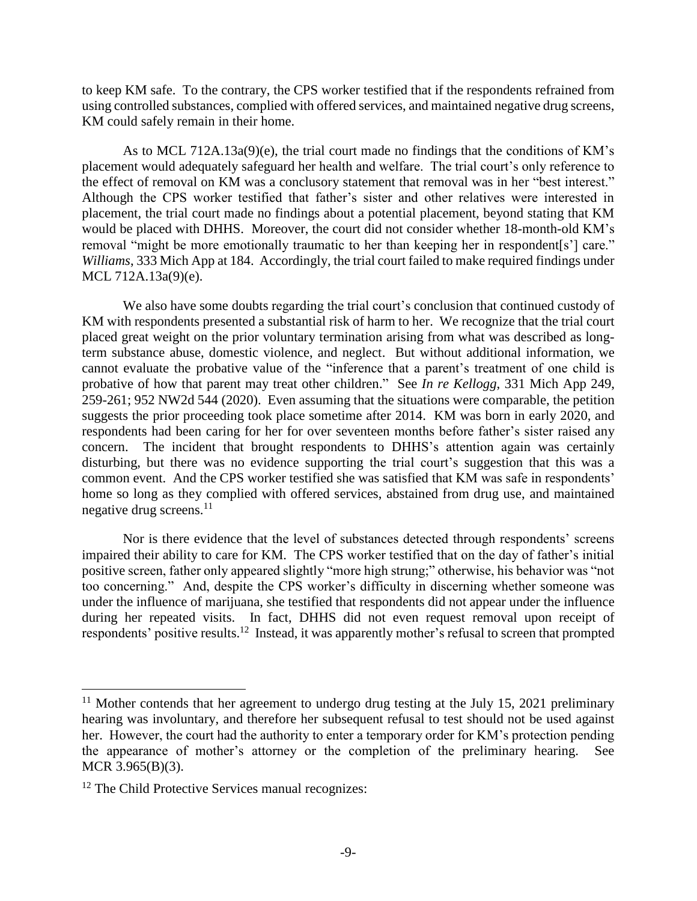to keep KM safe. To the contrary, the CPS worker testified that if the respondents refrained from using controlled substances, complied with offered services, and maintained negative drug screens, KM could safely remain in their home.

As to MCL 712A.13a(9)(e), the trial court made no findings that the conditions of KM's placement would adequately safeguard her health and welfare. The trial court's only reference to the effect of removal on KM was a conclusory statement that removal was in her "best interest." Although the CPS worker testified that father's sister and other relatives were interested in placement, the trial court made no findings about a potential placement, beyond stating that KM would be placed with DHHS. Moreover, the court did not consider whether 18-month-old KM's removal "might be more emotionally traumatic to her than keeping her in respondent[s'] care." *Williams*, 333 Mich App at 184. Accordingly, the trial court failed to make required findings under MCL 712A.13a(9)(e).

We also have some doubts regarding the trial court's conclusion that continued custody of KM with respondents presented a substantial risk of harm to her. We recognize that the trial court placed great weight on the prior voluntary termination arising from what was described as long-term substance abuse, domestic violence, and neglect. But without additional information, we cannot evaluate the probative value of the "inference that a parent's treatment of one child is probative of how that parent may treat other children." See *In re Kellogg*, 331 Mich App 249, 259-261; 952 NW2d 544 (2020). Even assuming that the situations were comparable, the petition suggests the prior proceeding took place sometime after 2014. KM was born in early 2020, and respondents had been caring for her for over seventeen months before father's sister raised any concern. The incident that brought respondents to DHHS's attention again was certainly disturbing, but there was no evidence supporting the trial court's suggestion that this was a common event. And the CPS worker testified she was satisfied that KM was safe in respondents' home so long as they complied with offered services, abstained from drug use, and maintained negative drug screens.[11]

Nor is there evidence that the level of substances detected through respondents' screens impaired their ability to care for KM. The CPS worker testified that on the day of father's initial positive screen, father only appeared slightly "more high strung;" otherwise, his behavior was "not too concerning." And, despite the CPS worker's difficulty in discerning whether someone was under the influence of marijuana, she testified that respondents did not appear under the influence during her repeated visits. In fact, DHHS did not even request removal upon receipt of respondents' positive results.[12] Instead, it was apparently mother's refusal to screen that prompted

---

[11] Mother contends that her agreement to undergo drug testing at the July 15, 2021 preliminary hearing was involuntary, and therefore her subsequent refusal to test should not be used against her. However, the court had the authority to enter a temporary order for KM's protection pending the appearance of mother's attorney or the completion of the preliminary hearing. See MCR 3.965(B)(3).

[12] The Child Protective Services manual recognizes: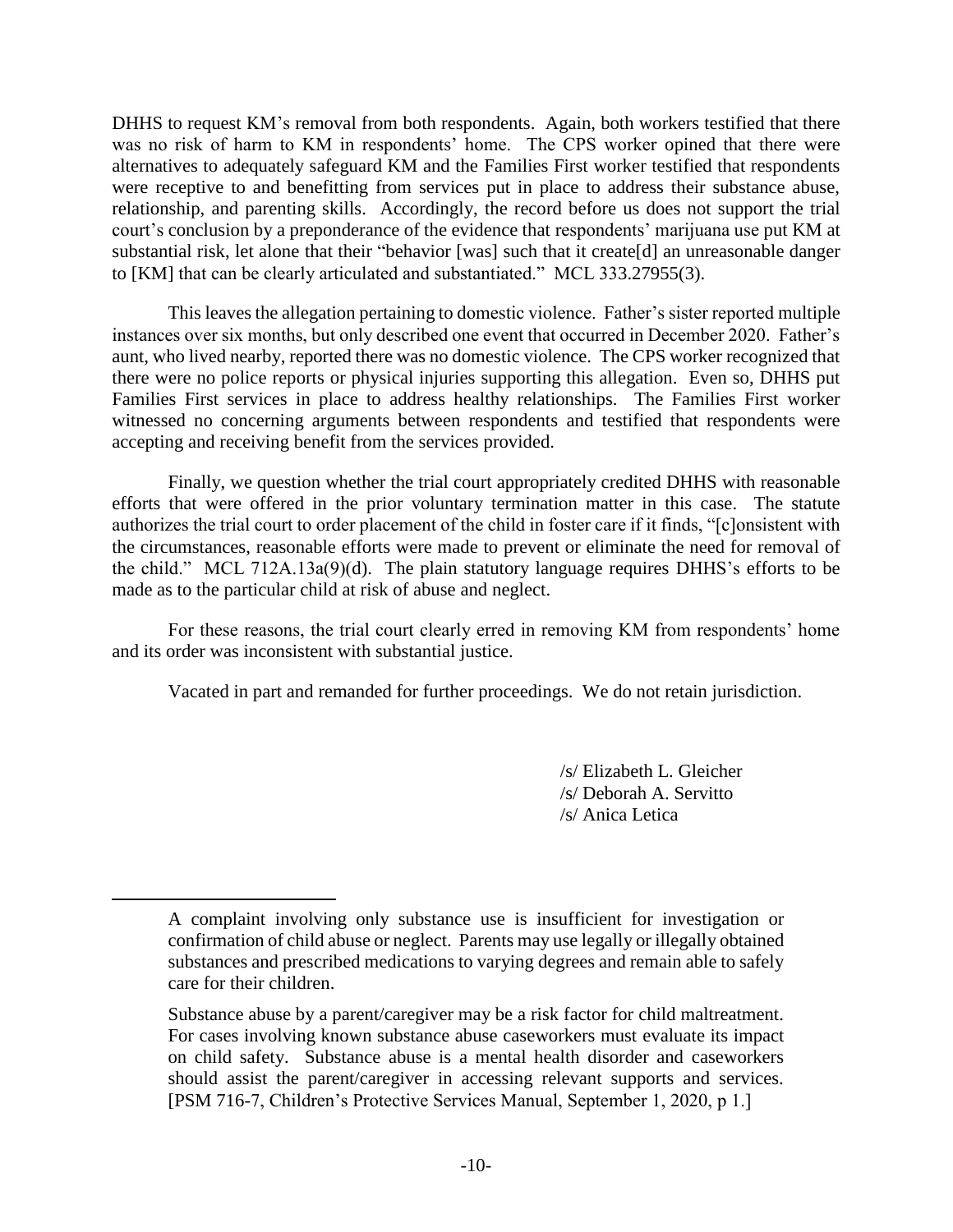DHHS to request KM's removal from both respondents. Again, both workers testified that there was no risk of harm to KM in respondents' home. The CPS worker opined that there were alternatives to adequately safeguard KM and the Families First worker testified that respondents were receptive to and benefitting from services put in place to address their substance abuse, relationship, and parenting skills. Accordingly, the record before us does not support the trial court's conclusion by a preponderance of the evidence that respondents' marijuana use put KM at substantial risk, let alone that their "behavior [was] such that it create[d] an unreasonable danger to [KM] that can be clearly articulated and substantiated." MCL 333.27955(3).

This leaves the allegation pertaining to domestic violence. Father's sister reported multiple instances over six months, but only described one event that occurred in December 2020. Father's aunt, who lived nearby, reported there was no domestic violence. The CPS worker recognized that there were no police reports or physical injuries supporting this allegation. Even so, DHHS put Families First services in place to address healthy relationships. The Families First worker witnessed no concerning arguments between respondents and testified that respondents were accepting and receiving benefit from the services provided.

Finally, we question whether the trial court appropriately credited DHHS with reasonable efforts that were offered in the prior voluntary termination matter in this case. The statute authorizes the trial court to order placement of the child in foster care if it finds, "[c]onsistent with the circumstances, reasonable efforts were made to prevent or eliminate the need for removal of the child." MCL 712A.13a(9)(d). The plain statutory language requires DHHS's efforts to be made as to the particular child at risk of abuse and neglect.

For these reasons, the trial court clearly erred in removing KM from respondents' home and its order was inconsistent with substantial justice.

Vacated in part and remanded for further proceedings. We do not retain jurisdiction.

/s/ Elizabeth L. Gleicher
/s/ Deborah A. Servitto
/s/ Anica Letica

---

A complaint involving only substance use is insufficient for investigation or confirmation of child abuse or neglect. Parents may use legally or illegally obtained substances and prescribed medications to varying degrees and remain able to safely care for their children.

Substance abuse by a parent/caregiver may be a risk factor for child maltreatment. For cases involving known substance abuse caseworkers must evaluate its impact on child safety. Substance abuse is a mental health disorder and caseworkers should assist the parent/caregiver in accessing relevant supports and services. [PSM 716-7, Children's Protective Services Manual, September 1, 2020, p 1.]